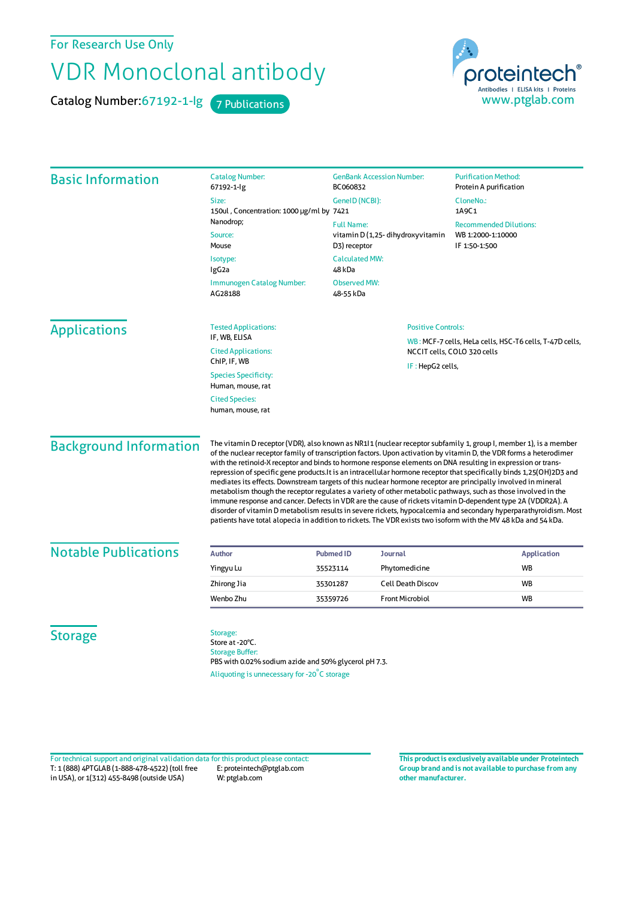For Research Use Only

# VDR Monoclonal antibody

Catalog Number: 67192-1-Ig    7 Publications

proteintech®
Antibodies | ELISA kits | Proteins
www.ptglab.com

## Basic Information

**Catalog Number:**
67192-1-Ig

**Size:**
150ul , Concentration: 1000 μg/ml by Nanodrop;

**Source:**
Mouse

**Isotype:**
IgG2a

**Immunogen Catalog Number:**
AG28188

**GenBank Accession Number:**
BC060832

**GeneID (NCBI):**
7421

**Full Name:**
vitamin D (1,25- dihydroxyvitamin D3) receptor

**Calculated MW:**
48 kDa

**Observed MW:**
48-55 kDa

**Purification Method:**
Protein A purification

**CloneNo.:**
1A9C1

**Recommended Dilutions:**
WB 1:2000-1:10000
IF 1:50-1:500

## Applications

**Tested Applications:**
IF, WB, ELISA

**Cited Applications:**
ChIP, IF, WB

**Species Specificity:**
Human, mouse, rat

**Cited Species:**
human, mouse, rat

**Positive Controls:**

WB : MCF-7 cells, HeLa cells, HSC-T6 cells, T-47D cells, NCCIT cells, COLO 320 cells

IF : HepG2 cells,

## Background Information

The vitamin D receptor (VDR), also known as NR1I1 (nuclear receptor subfamily 1, group I, member 1), is a member of the nuclear receptor family of transcription factors. Upon activation by vitamin D, the VDR forms a heterodimer with the retinoid-X receptor and binds to hormone response elements on DNA resulting in expression or trans-repression of specific gene products.It is an intracellular hormone receptor that specifically binds 1,25(OH)2D3 and mediates its effects. Downstream targets of this nuclear hormone receptor are principally involved in mineral metabolism though the receptor regulates a variety of other metabolic pathways, such as those involved in the immune response and cancer. Defects in VDR are the cause of rickets vitamin D-dependent type 2A (VDDR2A). A disorder of vitamin D metabolism results in severe rickets, hypocalcemia and secondary hyperparathyroidism. Most patients have total alopecia in addition to rickets. The VDR exists two isoform with the MV 48 kDa and 54 kDa.

## Notable Publications

| Author | Pubmed ID | Journal | Application |
|---|---|---|---|
| Yingyu Lu | 35523114 | Phytomedicine | WB |
| Zhirong Jia | 35301287 | Cell Death Discov | WB |
| Wenbo Zhu | 35359726 | Front Microbiol | WB |

## Storage

**Storage:**
Store at -20°C.

**Storage Buffer:**
PBS with 0.02% sodium azide and 50% glycerol pH 7.3.

Aliquoting is unnecessary for -20°C storage

For technical support and original validation data for this product please contact:
T: 1 (888) 4PTGLAB (1-888-478-4522) (toll free in USA), or 1(312) 455-8498 (outside USA)
E: proteintech@ptglab.com
W: ptglab.com

**This product is exclusively available under Proteintech Group brand and is not available to purchase from any other manufacturer.**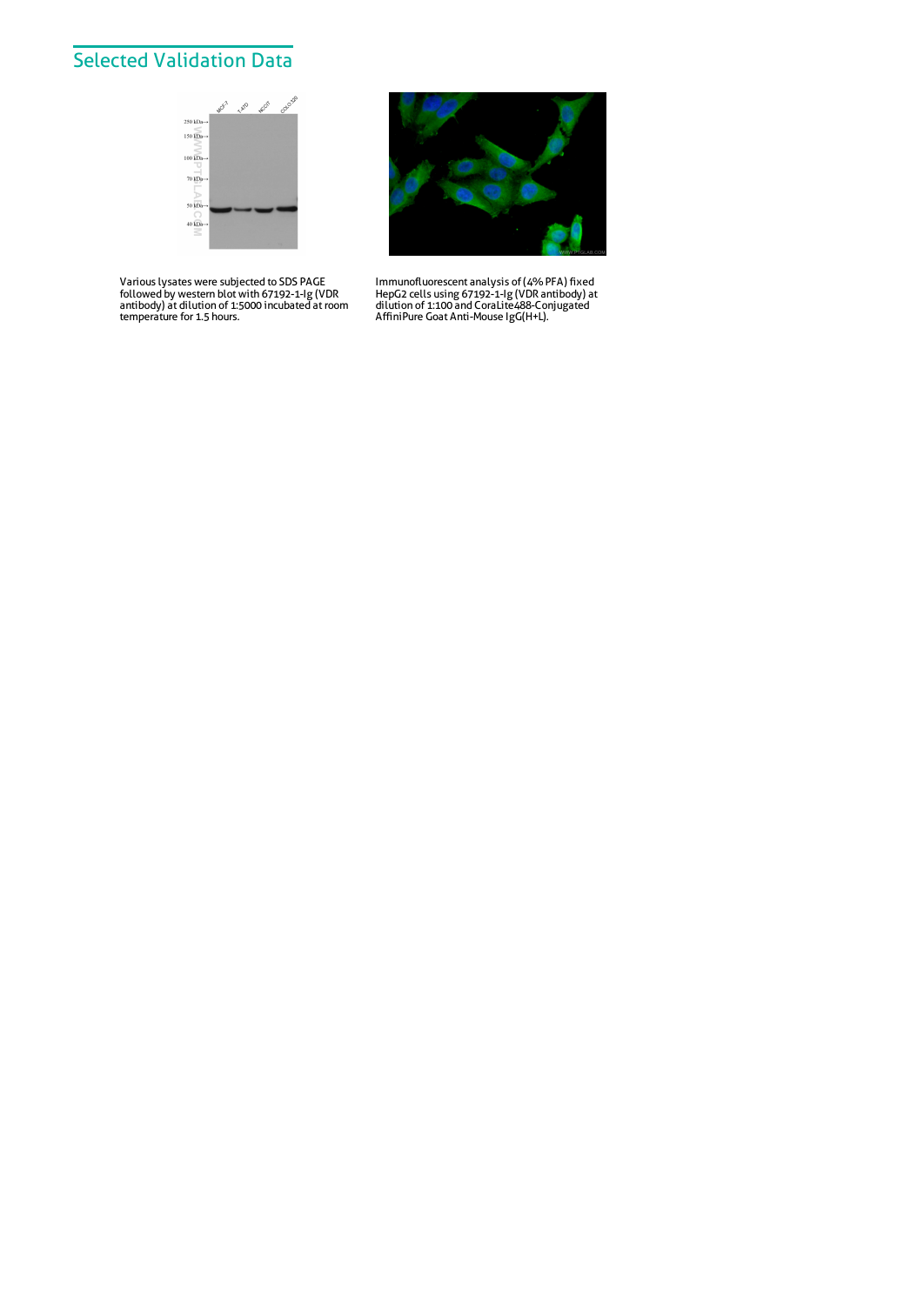## Selected Validation Data

MCF-7 T-47D NCCIT COLO 320

250 kDa→
150 kDa→
100 kDa→
70 kDa→
50 kDa→
40 kDa→

Various lysates were subjected to SDS PAGE followed by western blot with 67192-1-Ig (VDR antibody) at dilution of 1:5000 incubated at room temperature for 1.5 hours.

Immunofluorescent analysis of (4% PFA) fixed HepG2 cells using 67192-1-Ig (VDR antibody) at dilution of 1:100 and CoraLite488-Conjugated AffiniPure Goat Anti-Mouse IgG(H+L).